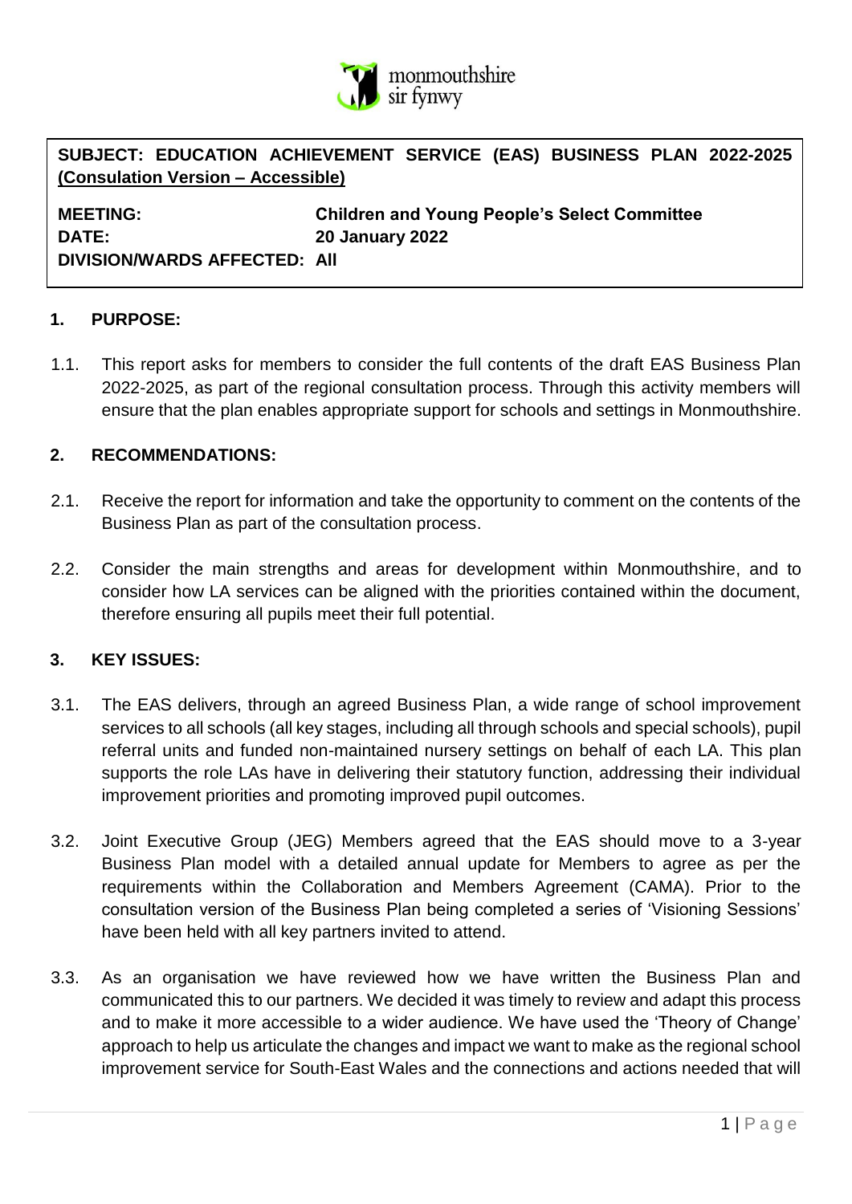monmouthshire
sir fynwy

**SUBJECT: EDUCATION ACHIEVEMENT SERVICE (EAS) BUSINESS PLAN 2022-2025**
**(Consulation Version – Accessible)**

**MEETING:** **Children and Young People's Select Committee**
**DATE:** **20 January 2022**
**DIVISION/WARDS AFFECTED: All**

## 1. PURPOSE:

1.1. This report asks for members to consider the full contents of the draft EAS Business Plan 2022-2025, as part of the regional consultation process. Through this activity members will ensure that the plan enables appropriate support for schools and settings in Monmouthshire.

## 2. RECOMMENDATIONS:

2.1. Receive the report for information and take the opportunity to comment on the contents of the Business Plan as part of the consultation process.

2.2. Consider the main strengths and areas for development within Monmouthshire, and to consider how LA services can be aligned with the priorities contained within the document, therefore ensuring all pupils meet their full potential.

## 3. KEY ISSUES:

3.1. The EAS delivers, through an agreed Business Plan, a wide range of school improvement services to all schools (all key stages, including all through schools and special schools), pupil referral units and funded non-maintained nursery settings on behalf of each LA. This plan supports the role LAs have in delivering their statutory function, addressing their individual improvement priorities and promoting improved pupil outcomes.

3.2. Joint Executive Group (JEG) Members agreed that the EAS should move to a 3-year Business Plan model with a detailed annual update for Members to agree as per the requirements within the Collaboration and Members Agreement (CAMA). Prior to the consultation version of the Business Plan being completed a series of 'Visioning Sessions' have been held with all key partners invited to attend.

3.3. As an organisation we have reviewed how we have written the Business Plan and communicated this to our partners. We decided it was timely to review and adapt this process and to make it more accessible to a wider audience. We have used the 'Theory of Change' approach to help us articulate the changes and impact we want to make as the regional school improvement service for South-East Wales and the connections and actions needed that will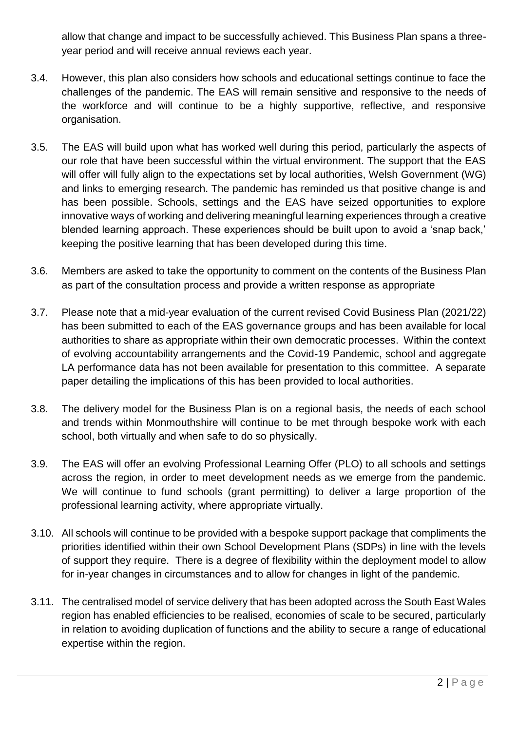allow that change and impact to be successfully achieved. This Business Plan spans a three-year period and will receive annual reviews each year.

3.4. However, this plan also considers how schools and educational settings continue to face the challenges of the pandemic. The EAS will remain sensitive and responsive to the needs of the workforce and will continue to be a highly supportive, reflective, and responsive organisation.

3.5. The EAS will build upon what has worked well during this period, particularly the aspects of our role that have been successful within the virtual environment. The support that the EAS will offer will fully align to the expectations set by local authorities, Welsh Government (WG) and links to emerging research. The pandemic has reminded us that positive change is and has been possible. Schools, settings and the EAS have seized opportunities to explore innovative ways of working and delivering meaningful learning experiences through a creative blended learning approach. These experiences should be built upon to avoid a 'snap back,' keeping the positive learning that has been developed during this time.

3.6. Members are asked to take the opportunity to comment on the contents of the Business Plan as part of the consultation process and provide a written response as appropriate

3.7. Please note that a mid-year evaluation of the current revised Covid Business Plan (2021/22) has been submitted to each of the EAS governance groups and has been available for local authorities to share as appropriate within their own democratic processes. Within the context of evolving accountability arrangements and the Covid-19 Pandemic, school and aggregate LA performance data has not been available for presentation to this committee. A separate paper detailing the implications of this has been provided to local authorities.

3.8. The delivery model for the Business Plan is on a regional basis, the needs of each school and trends within Monmouthshire will continue to be met through bespoke work with each school, both virtually and when safe to do so physically.

3.9. The EAS will offer an evolving Professional Learning Offer (PLO) to all schools and settings across the region, in order to meet development needs as we emerge from the pandemic. We will continue to fund schools (grant permitting) to deliver a large proportion of the professional learning activity, where appropriate virtually.

3.10. All schools will continue to be provided with a bespoke support package that compliments the priorities identified within their own School Development Plans (SDPs) in line with the levels of support they require. There is a degree of flexibility within the deployment model to allow for in-year changes in circumstances and to allow for changes in light of the pandemic.

3.11. The centralised model of service delivery that has been adopted across the South East Wales region has enabled efficiencies to be realised, economies of scale to be secured, particularly in relation to avoiding duplication of functions and the ability to secure a range of educational expertise within the region.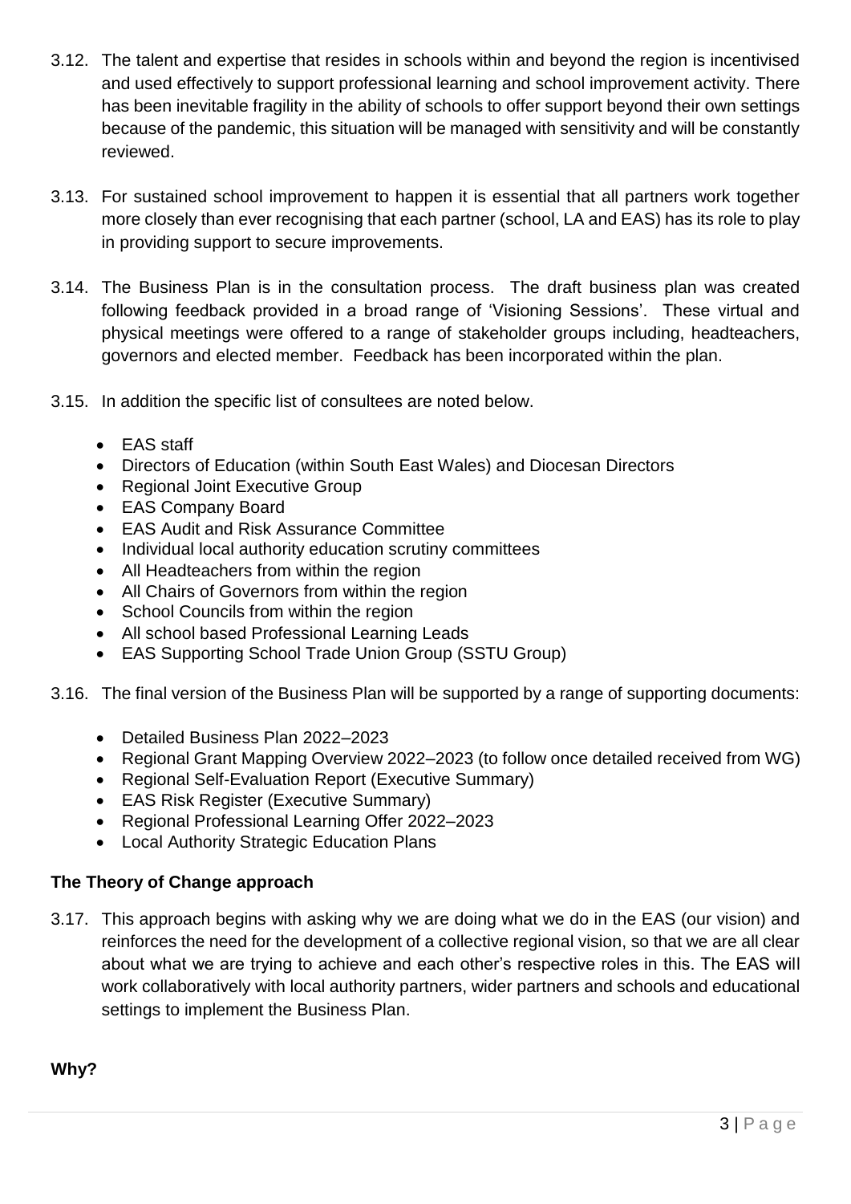3.12. The talent and expertise that resides in schools within and beyond the region is incentivised and used effectively to support professional learning and school improvement activity. There has been inevitable fragility in the ability of schools to offer support beyond their own settings because of the pandemic, this situation will be managed with sensitivity and will be constantly reviewed.

3.13. For sustained school improvement to happen it is essential that all partners work together more closely than ever recognising that each partner (school, LA and EAS) has its role to play in providing support to secure improvements.

3.14. The Business Plan is in the consultation process. The draft business plan was created following feedback provided in a broad range of 'Visioning Sessions'. These virtual and physical meetings were offered to a range of stakeholder groups including, headteachers, governors and elected member. Feedback has been incorporated within the plan.

3.15. In addition the specific list of consultees are noted below.

- EAS staff
- Directors of Education (within South East Wales) and Diocesan Directors
- Regional Joint Executive Group
- EAS Company Board
- EAS Audit and Risk Assurance Committee
- Individual local authority education scrutiny committees
- All Headteachers from within the region
- All Chairs of Governors from within the region
- School Councils from within the region
- All school based Professional Learning Leads
- EAS Supporting School Trade Union Group (SSTU Group)

3.16. The final version of the Business Plan will be supported by a range of supporting documents:

- Detailed Business Plan 2022–2023
- Regional Grant Mapping Overview 2022–2023 (to follow once detailed received from WG)
- Regional Self-Evaluation Report (Executive Summary)
- EAS Risk Register (Executive Summary)
- Regional Professional Learning Offer 2022–2023
- Local Authority Strategic Education Plans

**The Theory of Change approach**

3.17. This approach begins with asking why we are doing what we do in the EAS (our vision) and reinforces the need for the development of a collective regional vision, so that we are all clear about what we are trying to achieve and each other's respective roles in this. The EAS will work collaboratively with local authority partners, wider partners and schools and educational settings to implement the Business Plan.

**Why?**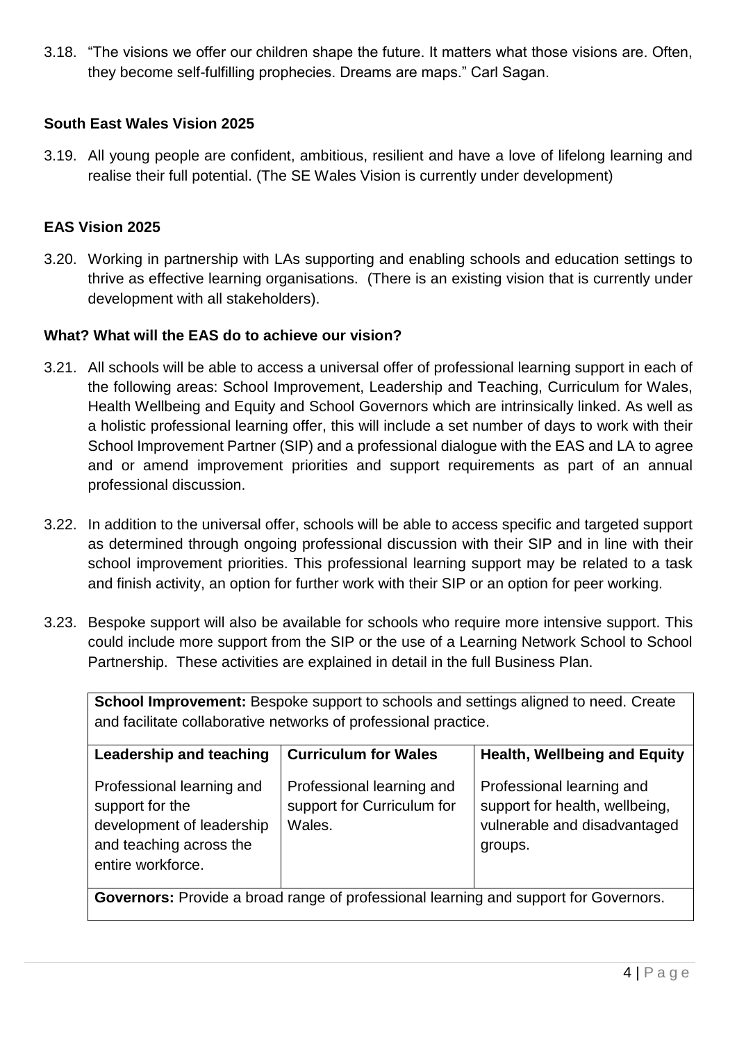3.18. "The visions we offer our children shape the future. It matters what those visions are. Often, they become self-fulfilling prophecies. Dreams are maps." Carl Sagan.

### South East Wales Vision 2025

3.19. All young people are confident, ambitious, resilient and have a love of lifelong learning and realise their full potential. (The SE Wales Vision is currently under development)

### EAS Vision 2025

3.20. Working in partnership with LAs supporting and enabling schools and education settings to thrive as effective learning organisations. (There is an existing vision that is currently under development with all stakeholders).

### What? What will the EAS do to achieve our vision?

3.21. All schools will be able to access a universal offer of professional learning support in each of the following areas: School Improvement, Leadership and Teaching, Curriculum for Wales, Health Wellbeing and Equity and School Governors which are intrinsically linked. As well as a holistic professional learning offer, this will include a set number of days to work with their School Improvement Partner (SIP) and a professional dialogue with the EAS and LA to agree and or amend improvement priorities and support requirements as part of an annual professional discussion.

3.22. In addition to the universal offer, schools will be able to access specific and targeted support as determined through ongoing professional discussion with their SIP and in line with their school improvement priorities. This professional learning support may be related to a task and finish activity, an option for further work with their SIP or an option for peer working.

3.23. Bespoke support will also be available for schools who require more intensive support. This could include more support from the SIP or the use of a Learning Network School to School Partnership. These activities are explained in detail in the full Business Plan.

| **School Improvement:** Bespoke support to schools and settings aligned to need. Create and facilitate collaborative networks of professional practice. | | |
|---|---|---|
| **Leadership and teaching** | **Curriculum for Wales** | **Health, Wellbeing and Equity** |
| Professional learning and support for the development of leadership and teaching across the entire workforce. | Professional learning and support for Curriculum for Wales. | Professional learning and support for health, wellbeing, vulnerable and disadvantaged groups. |
| **Governors:** Provide a broad range of professional learning and support for Governors. | | |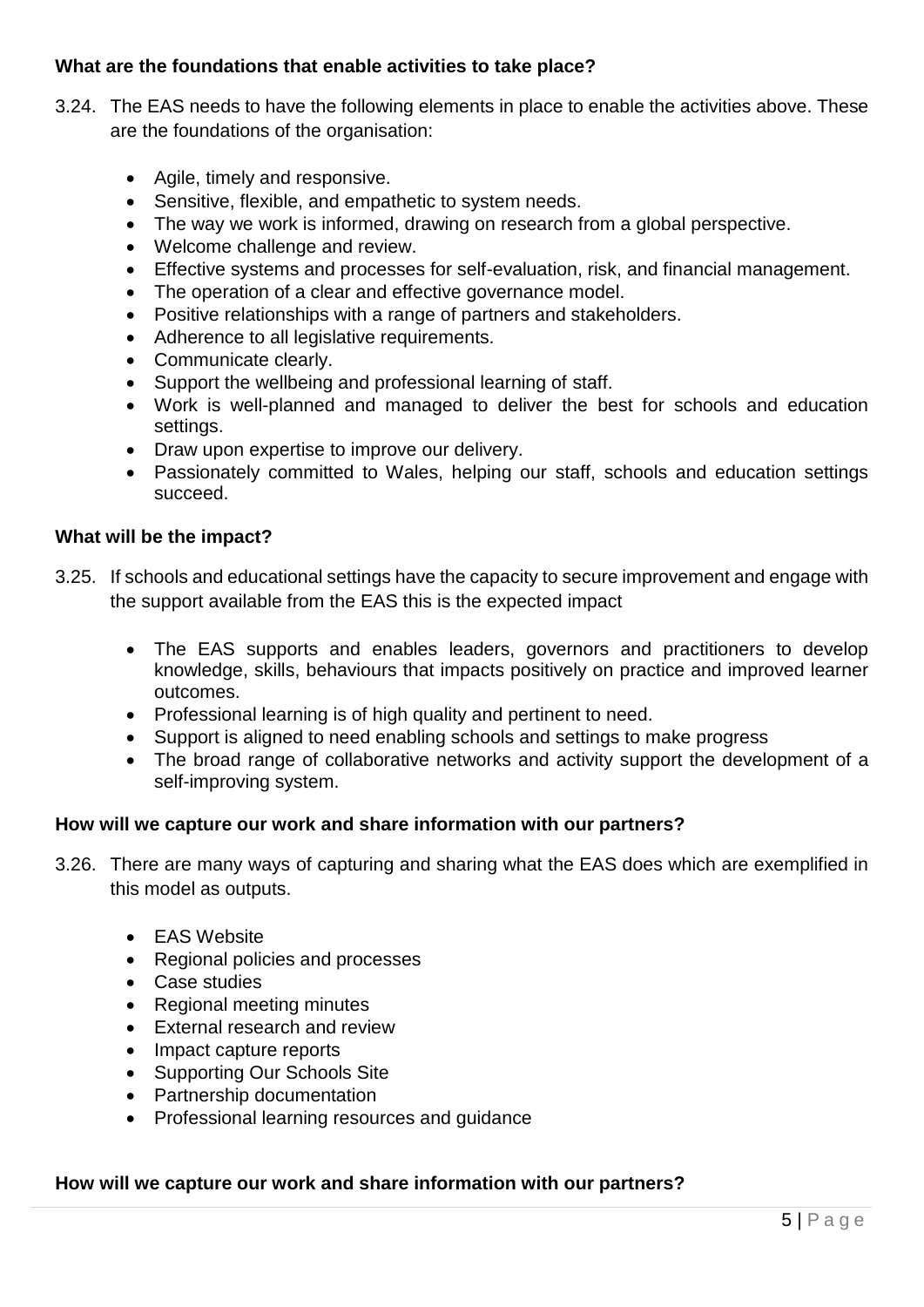**What are the foundations that enable activities to take place?**

3.24. The EAS needs to have the following elements in place to enable the activities above. These are the foundations of the organisation:

- Agile, timely and responsive.
- Sensitive, flexible, and empathetic to system needs.
- The way we work is informed, drawing on research from a global perspective.
- Welcome challenge and review.
- Effective systems and processes for self-evaluation, risk, and financial management.
- The operation of a clear and effective governance model.
- Positive relationships with a range of partners and stakeholders.
- Adherence to all legislative requirements.
- Communicate clearly.
- Support the wellbeing and professional learning of staff.
- Work is well-planned and managed to deliver the best for schools and education settings.
- Draw upon expertise to improve our delivery.
- Passionately committed to Wales, helping our staff, schools and education settings succeed.

**What will be the impact?**

3.25. If schools and educational settings have the capacity to secure improvement and engage with the support available from the EAS this is the expected impact

- The EAS supports and enables leaders, governors and practitioners to develop knowledge, skills, behaviours that impacts positively on practice and improved learner outcomes.
- Professional learning is of high quality and pertinent to need.
- Support is aligned to need enabling schools and settings to make progress
- The broad range of collaborative networks and activity support the development of a self-improving system.

**How will we capture our work and share information with our partners?**

3.26. There are many ways of capturing and sharing what the EAS does which are exemplified in this model as outputs.

- EAS Website
- Regional policies and processes
- Case studies
- Regional meeting minutes
- External research and review
- Impact capture reports
- Supporting Our Schools Site
- Partnership documentation
- Professional learning resources and guidance

**How will we capture our work and share information with our partners?**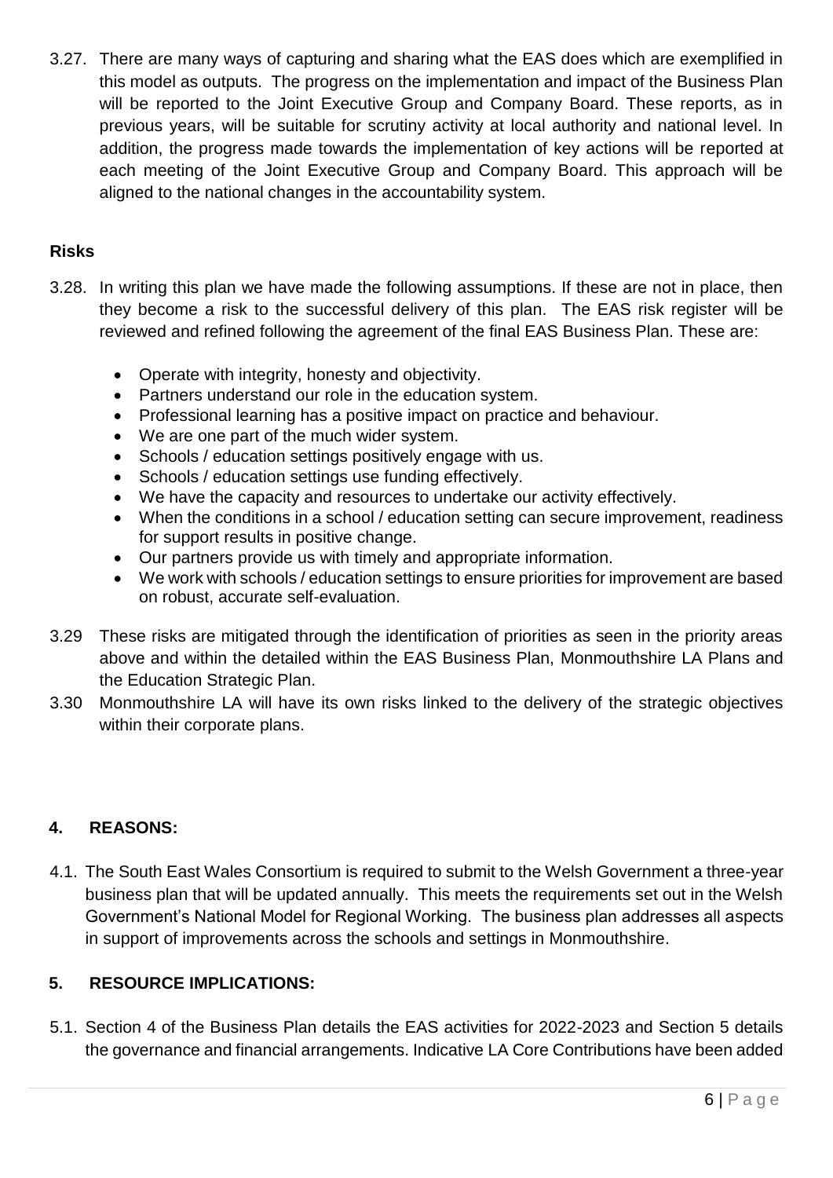3.27. There are many ways of capturing and sharing what the EAS does which are exemplified in this model as outputs. The progress on the implementation and impact of the Business Plan will be reported to the Joint Executive Group and Company Board. These reports, as in previous years, will be suitable for scrutiny activity at local authority and national level. In addition, the progress made towards the implementation of key actions will be reported at each meeting of the Joint Executive Group and Company Board. This approach will be aligned to the national changes in the accountability system.

**Risks**

3.28. In writing this plan we have made the following assumptions. If these are not in place, then they become a risk to the successful delivery of this plan. The EAS risk register will be reviewed and refined following the agreement of the final EAS Business Plan. These are:

- Operate with integrity, honesty and objectivity.
- Partners understand our role in the education system.
- Professional learning has a positive impact on practice and behaviour.
- We are one part of the much wider system.
- Schools / education settings positively engage with us.
- Schools / education settings use funding effectively.
- We have the capacity and resources to undertake our activity effectively.
- When the conditions in a school / education setting can secure improvement, readiness for support results in positive change.
- Our partners provide us with timely and appropriate information.
- We work with schools / education settings to ensure priorities for improvement are based on robust, accurate self-evaluation.

3.29 These risks are mitigated through the identification of priorities as seen in the priority areas above and within the detailed within the EAS Business Plan, Monmouthshire LA Plans and the Education Strategic Plan.

3.30 Monmouthshire LA will have its own risks linked to the delivery of the strategic objectives within their corporate plans.

## 4. REASONS:

4.1. The South East Wales Consortium is required to submit to the Welsh Government a three-year business plan that will be updated annually. This meets the requirements set out in the Welsh Government's National Model for Regional Working. The business plan addresses all aspects in support of improvements across the schools and settings in Monmouthshire.

## 5. RESOURCE IMPLICATIONS:

5.1. Section 4 of the Business Plan details the EAS activities for 2022-2023 and Section 5 details the governance and financial arrangements. Indicative LA Core Contributions have been added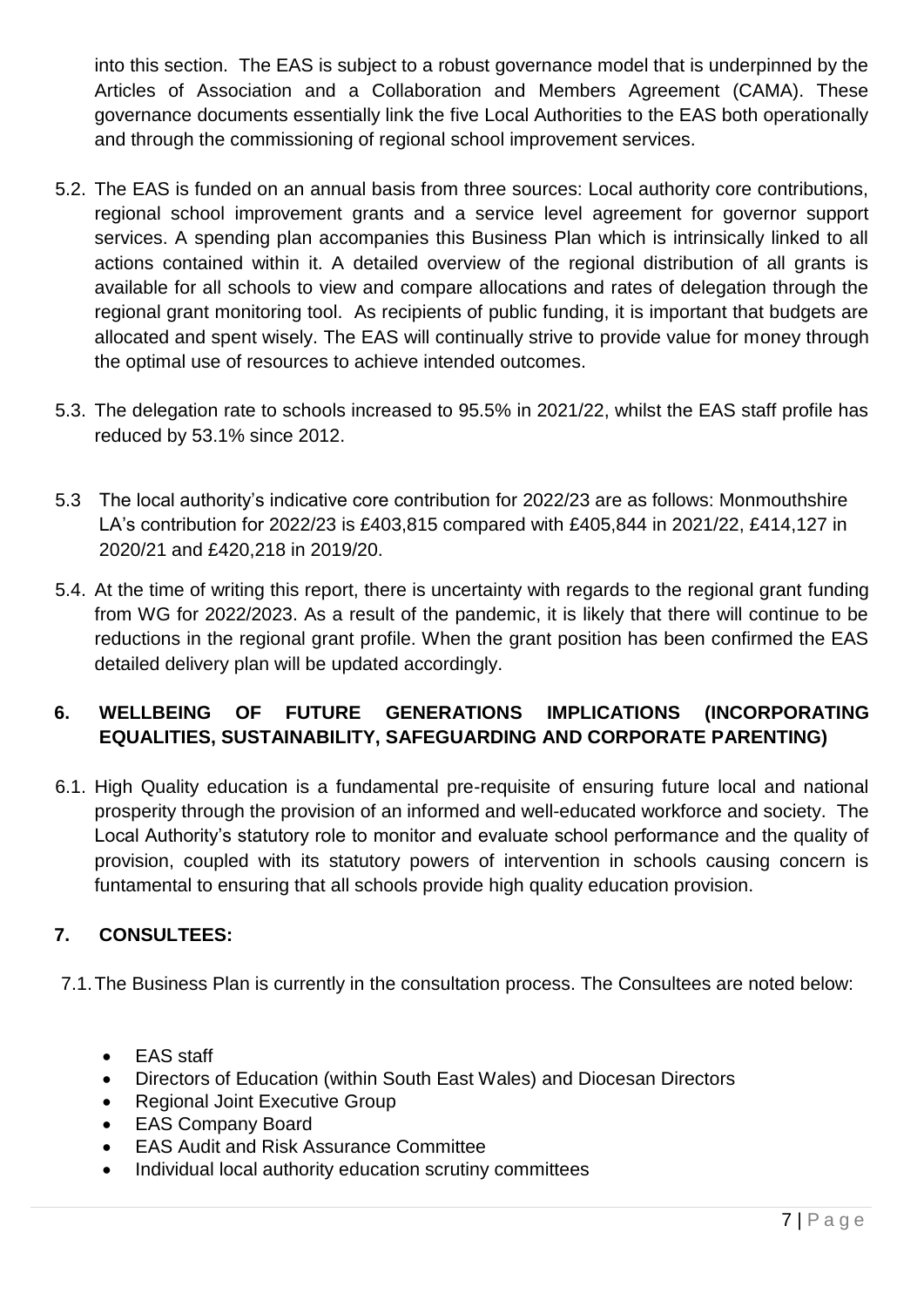into this section. The EAS is subject to a robust governance model that is underpinned by the Articles of Association and a Collaboration and Members Agreement (CAMA). These governance documents essentially link the five Local Authorities to the EAS both operationally and through the commissioning of regional school improvement services.

5.2. The EAS is funded on an annual basis from three sources: Local authority core contributions, regional school improvement grants and a service level agreement for governor support services. A spending plan accompanies this Business Plan which is intrinsically linked to all actions contained within it. A detailed overview of the regional distribution of all grants is available for all schools to view and compare allocations and rates of delegation through the regional grant monitoring tool. As recipients of public funding, it is important that budgets are allocated and spent wisely. The EAS will continually strive to provide value for money through the optimal use of resources to achieve intended outcomes.

5.3. The delegation rate to schools increased to 95.5% in 2021/22, whilst the EAS staff profile has reduced by 53.1% since 2012.

5.3 The local authority's indicative core contribution for 2022/23 are as follows: Monmouthshire LA's contribution for 2022/23 is £403,815 compared with £405,844 in 2021/22, £414,127 in 2020/21 and £420,218 in 2019/20.

5.4. At the time of writing this report, there is uncertainty with regards to the regional grant funding from WG for 2022/2023. As a result of the pandemic, it is likely that there will continue to be reductions in the regional grant profile. When the grant position has been confirmed the EAS detailed delivery plan will be updated accordingly.

## 6. WELLBEING OF FUTURE GENERATIONS IMPLICATIONS (INCORPORATING EQUALITIES, SUSTAINABILITY, SAFEGUARDING AND CORPORATE PARENTING)

6.1. High Quality education is a fundamental pre-requisite of ensuring future local and national prosperity through the provision of an informed and well-educated workforce and society. The Local Authority's statutory role to monitor and evaluate school performance and the quality of provision, coupled with its statutory powers of intervention in schools causing concern is funtamental to ensuring that all schools provide high quality education provision.

## 7. CONSULTEES:

7.1. The Business Plan is currently in the consultation process. The Consultees are noted below:

- EAS staff
- Directors of Education (within South East Wales) and Diocesan Directors
- Regional Joint Executive Group
- EAS Company Board
- EAS Audit and Risk Assurance Committee
- Individual local authority education scrutiny committees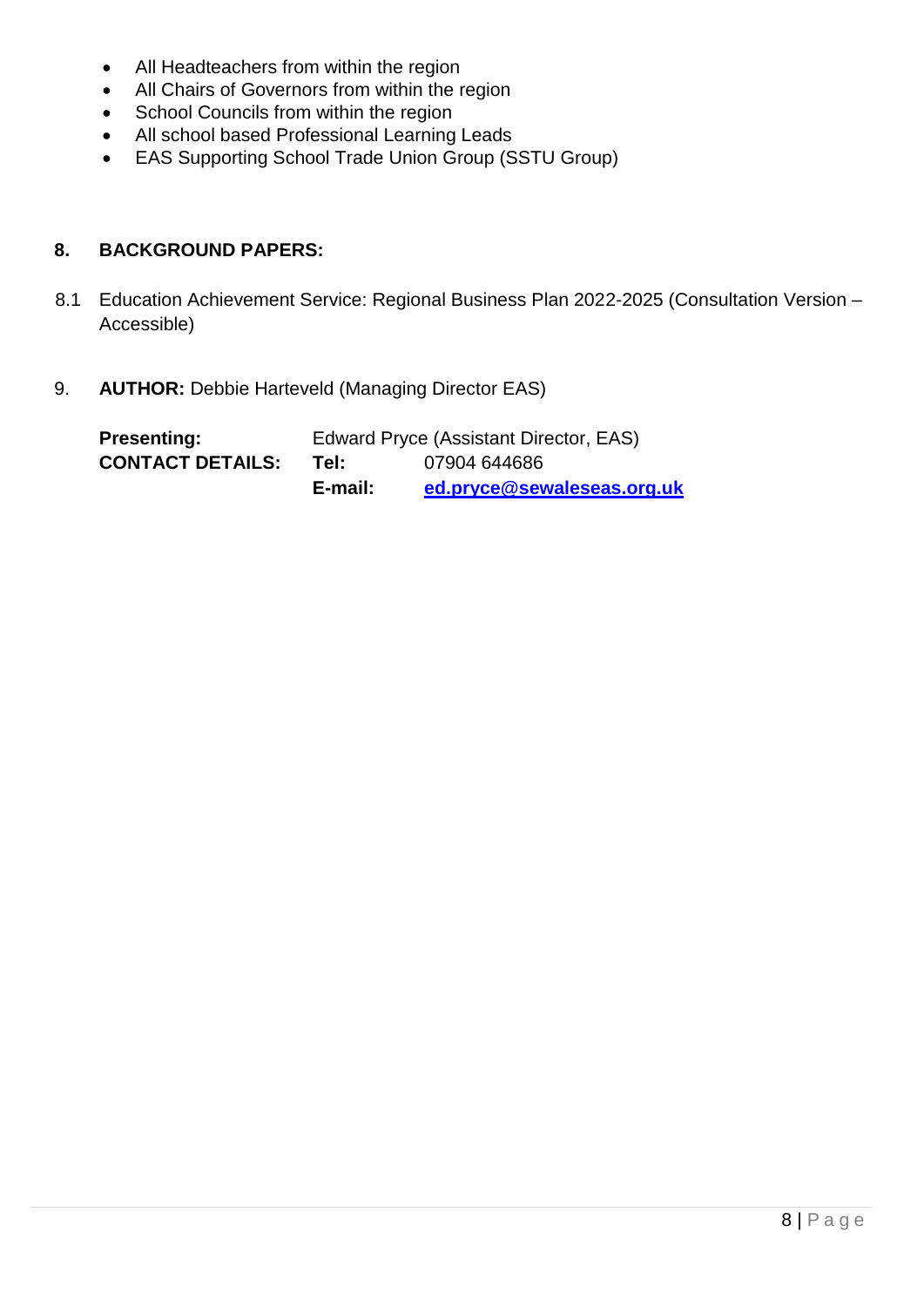- All Headteachers from within the region
- All Chairs of Governors from within the region
- School Councils from within the region
- All school based Professional Learning Leads
- EAS Supporting School Trade Union Group (SSTU Group)

## 8. BACKGROUND PAPERS:

8.1 Education Achievement Service: Regional Business Plan 2022-2025 (Consultation Version – Accessible)

9. **AUTHOR:** Debbie Harteveld (Managing Director EAS)

| | | |
|---|---|---|
| **Presenting:** | Edward Pryce (Assistant Director, EAS) | |
| **CONTACT DETAILS:** | **Tel:** | 07904 644686 |
| | **E-mail:** | **ed.pryce@sewaleseas.org.uk** |